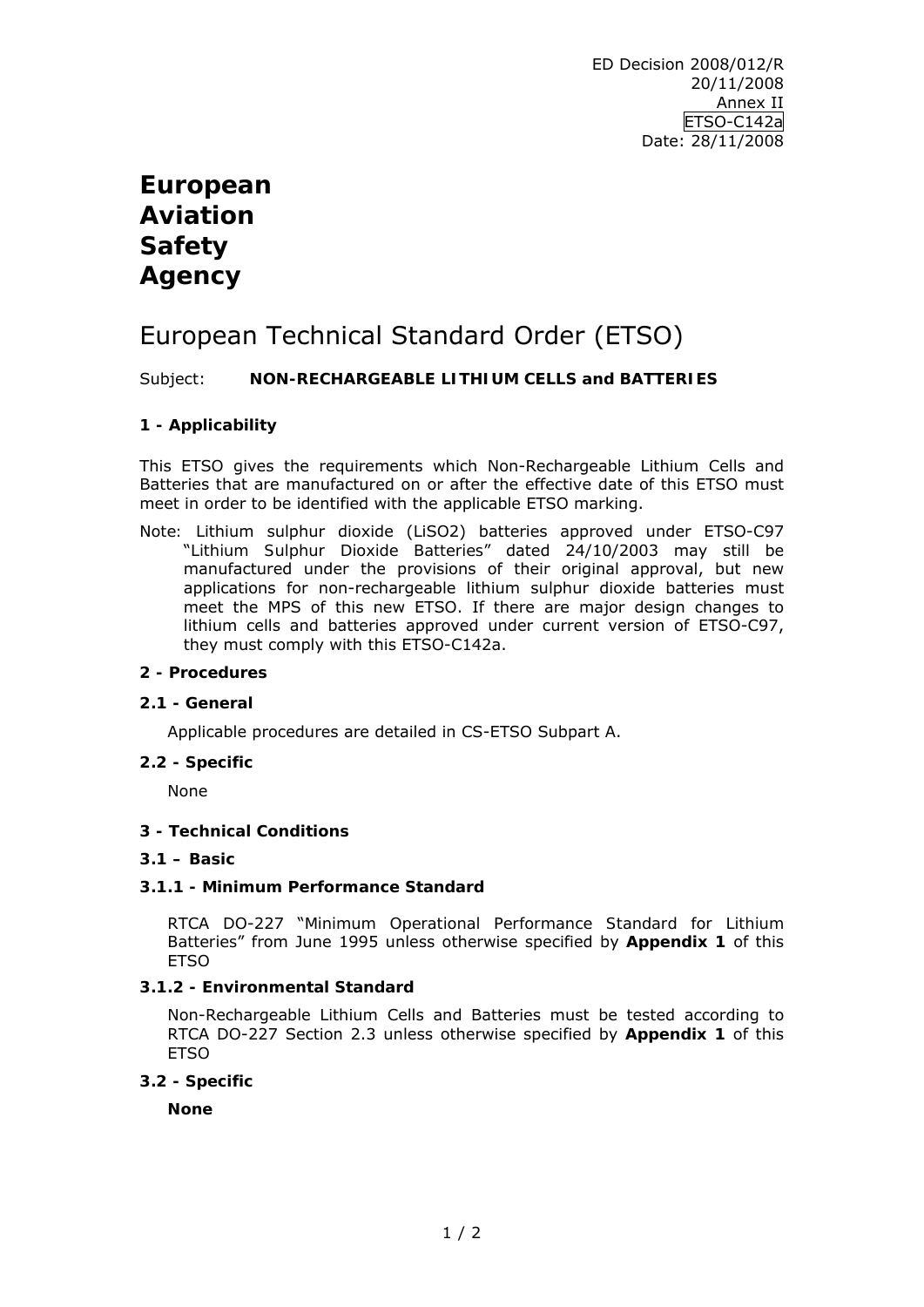ED Decision 2008/012/R
20/11/2008
Annex II
ETSO-C142a
Date: 28/11/2008

# European Aviation Safety Agency

## European Technical Standard Order (ETSO)

Subject: **NON-RECHARGEABLE LITHIUM CELLS and BATTERIES**

### 1 - Applicability

This ETSO gives the requirements which Non-Rechargeable Lithium Cells and Batteries that are manufactured on or after the effective date of this ETSO must meet in order to be identified with the applicable ETSO marking.

Note: Lithium sulphur dioxide ($LiSO_2$) batteries approved under ETSO-C97 "Lithium Sulphur Dioxide Batteries" dated 24/10/2003 may still be manufactured under the provisions of their original approval, but new applications for non-rechargeable lithium sulphur dioxide batteries must meet the MPS of this new ETSO. If there are major design changes to lithium cells and batteries approved under current version of ETSO-C97, they must comply with this ETSO-C142a.

### 2 - Procedures

#### 2.1 - General

Applicable procedures are detailed in CS-ETSO Subpart A.

#### 2.2 - Specific

None

### 3 - Technical Conditions

#### 3.1 – Basic

#### 3.1.1 - Minimum Performance Standard

RTCA DO-227 "Minimum Operational Performance Standard for Lithium Batteries" from June 1995 unless otherwise specified by **Appendix 1** of this ETSO

#### 3.1.2 - Environmental Standard

Non-Rechargeable Lithium Cells and Batteries must be tested according to RTCA DO-227 Section 2.3 unless otherwise specified by **Appendix 1** of this ETSO

#### 3.2 - Specific

**None**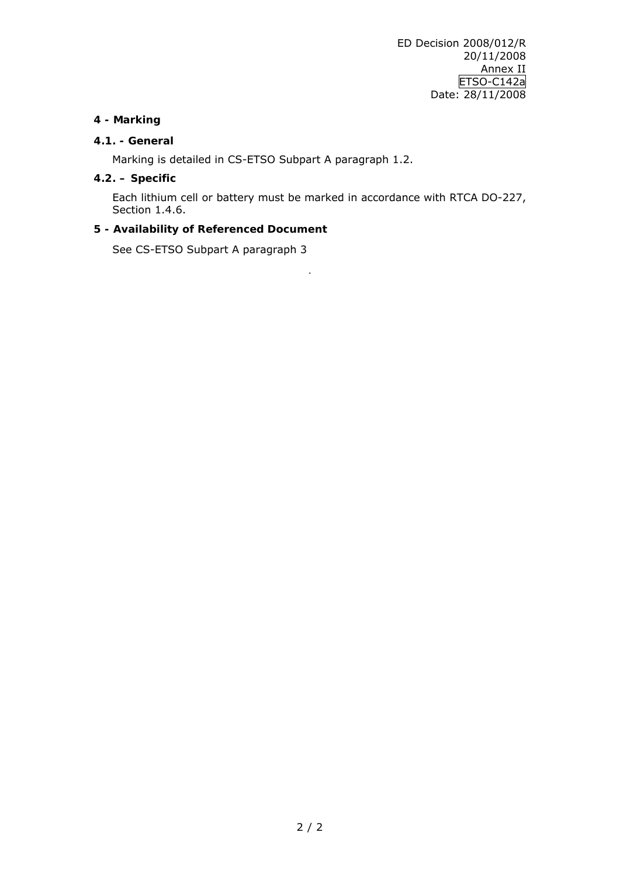## 4 - Marking

### 4.1. - General

Marking is detailed in CS-ETSO Subpart A paragraph 1.2.

### 4.2. – Specific

Each lithium cell or battery must be marked in accordance with RTCA DO-227, Section 1.4.6.

## 5 - Availability of Referenced Document

See CS-ETSO Subpart A paragraph 3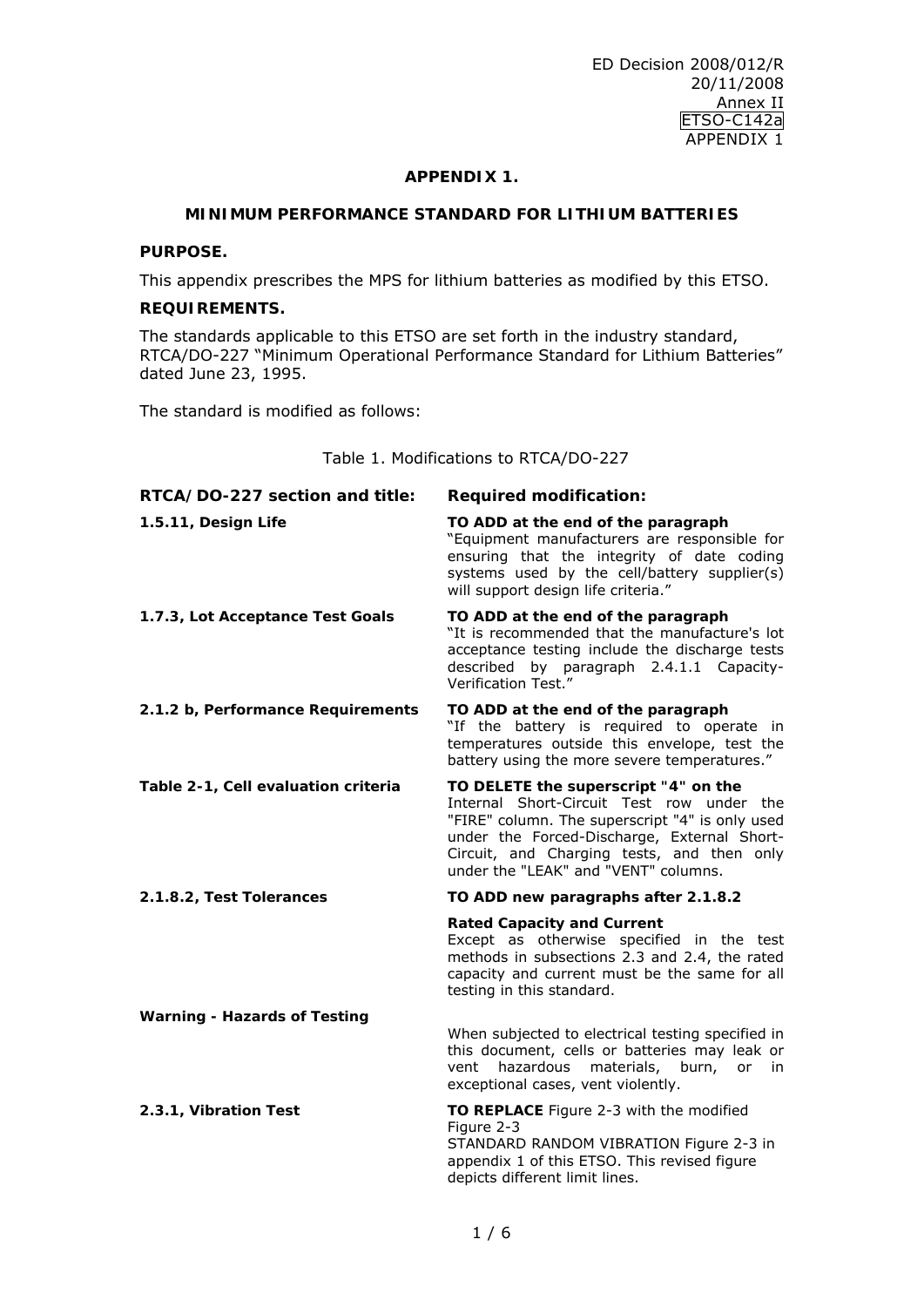## APPENDIX 1.

### MINIMUM PERFORMANCE STANDARD FOR LITHIUM BATTERIES

**PURPOSE.**

This appendix prescribes the MPS for lithium batteries as modified by this ETSO.

**REQUIREMENTS.**

The standards applicable to this ETSO are set forth in the industry standard, RTCA/DO-227 "Minimum Operational Performance Standard for Lithium Batteries" dated June 23, 1995.

The standard is modified as follows:

Table 1. Modifications to RTCA/DO-227

| RTCA/DO-227 section and title: | Required modification: |
|---|---|
| **1.5.11, Design Life** | **TO ADD at the end of the paragraph** "Equipment manufacturers are responsible for ensuring that the integrity of date coding systems used by the cell/battery supplier(s) will support design life criteria." |
| **1.7.3, Lot Acceptance Test Goals** | **TO ADD at the end of the paragraph** "It is recommended that the manufacture's lot acceptance testing include the discharge tests described by paragraph 2.4.1.1 Capacity-Verification Test." |
| **2.1.2 b, Performance Requirements** | **TO ADD at the end of the paragraph** "If the battery is required to operate in temperatures outside this envelope, test the battery using the more severe temperatures." |
| **Table 2-1, Cell evaluation criteria** | **TO DELETE the superscript "4" on the** Internal Short-Circuit Test row under the "FIRE" column. The superscript "4" is only used under the Forced-Discharge, External Short-Circuit, and Charging tests, and then only under the "LEAK" and "VENT" columns. |
| **2.1.8.2, Test Tolerances** | **TO ADD new paragraphs after 2.1.8.2** |
| | **Rated Capacity and Current** Except as otherwise specified in the test methods in subsections 2.3 and 2.4, the rated capacity and current must be the same for all testing in this standard. |
| **Warning - Hazards of Testing** | When subjected to electrical testing specified in this document, cells or batteries may leak or vent hazardous materials, burn, or in exceptional cases, vent violently. |
| **2.3.1, Vibration Test** | **TO REPLACE** Figure 2-3 with the modified Figure 2-3 STANDARD RANDOM VIBRATION Figure 2-3 in appendix 1 of this ETSO. This revised figure depicts different limit lines. |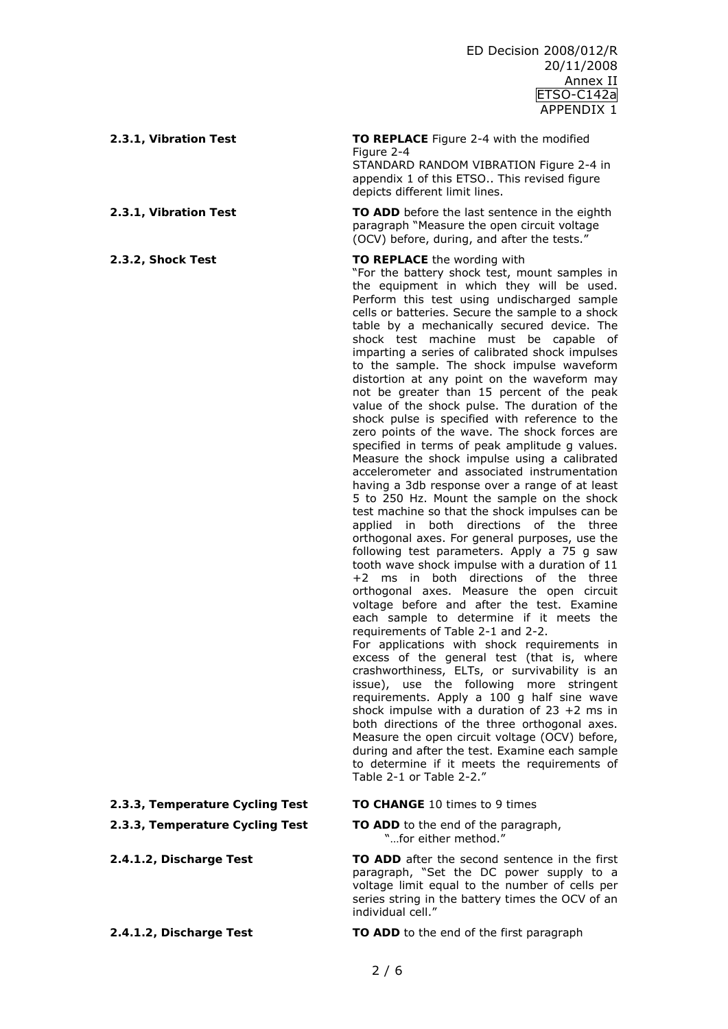| | |
|---|---|
| **2.3.1, Vibration Test** | **TO REPLACE** Figure 2-4 with the modified Figure 2-4 STANDARD RANDOM VIBRATION Figure 2-4 in appendix 1 of this ETSO.. This revised figure depicts different limit lines. |
| **2.3.1, Vibration Test** | **TO ADD** before the last sentence in the eighth paragraph "Measure the open circuit voltage (OCV) before, during, and after the tests." |
| **2.3.2, Shock Test** | **TO REPLACE** the wording with "For the battery shock test, mount samples in the equipment in which they will be used. Perform this test using undischarged sample cells or batteries. Secure the sample to a shock table by a mechanically secured device. The shock test machine must be capable of imparting a series of calibrated shock impulses to the sample. The shock impulse waveform distortion at any point on the waveform may not be greater than 15 percent of the peak value of the shock pulse. The duration of the shock pulse is specified with reference to the zero points of the wave. The shock forces are specified in terms of peak amplitude g values. Measure the shock impulse using a calibrated accelerometer and associated instrumentation having a 3db response over a range of at least 5 to 250 Hz. Mount the sample on the shock test machine so that the shock impulses can be applied in both directions of the three orthogonal axes. For general purposes, use the following test parameters. Apply a 75 g saw tooth wave shock impulse with a duration of 11 +2 ms in both directions of the three orthogonal axes. Measure the open circuit voltage before and after the test. Examine each sample to determine if it meets the requirements of Table 2-1 and 2-2.<br>For applications with shock requirements in excess of the general test (that is, where crashworthiness, ELTs, or survivability is an issue), use the following more stringent requirements. Apply a 100 g half sine wave shock impulse with a duration of 23 +2 ms in both directions of the three orthogonal axes. Measure the open circuit voltage (OCV) before, during and after the test. Examine each sample to determine if it meets the requirements of Table 2-1 or Table 2-2." |
| **2.3.3, Temperature Cycling Test** | **TO CHANGE** 10 times to 9 times |
| **2.3.3, Temperature Cycling Test** | **TO ADD** to the end of the paragraph, "…for either method." |
| **2.4.1.2, Discharge Test** | **TO ADD** after the second sentence in the first paragraph, "Set the DC power supply to a voltage limit equal to the number of cells per series string in the battery times the OCV of an individual cell." |
| **2.4.1.2, Discharge Test** | **TO ADD** to the end of the first paragraph |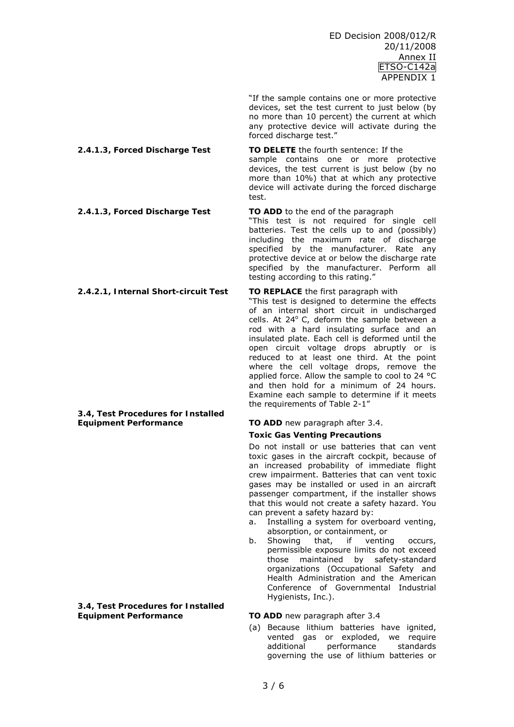"If the sample contains one or more protective devices, set the test current to just below (by no more than 10 percent) the current at which any protective device will activate during the forced discharge test."

| | |
|---|---|
| **2.4.1.3, Forced Discharge Test** | **TO DELETE** the fourth sentence: If the sample contains one or more protective devices, the test current is just below (by no more than 10%) that at which any protective device will activate during the forced discharge test. |
| **2.4.1.3, Forced Discharge Test** | **TO ADD** to the end of the paragraph "This test is not required for single cell batteries. Test the cells up to and (possibly) including the maximum rate of discharge specified by the manufacturer. Rate any protective device at or below the discharge rate specified by the manufacturer. Perform all testing according to this rating." |
| **2.4.2.1, Internal Short-circuit Test** | **TO REPLACE** the first paragraph with "This test is designed to determine the effects of an internal short circuit in undischarged cells. At 24° C, deform the sample between a rod with a hard insulating surface and an insulated plate. Each cell is deformed until the open circuit voltage drops abruptly or is reduced to at least one third. At the point where the cell voltage drops, remove the applied force. Allow the sample to cool to 24 °C and then hold for a minimum of 24 hours. Examine each sample to determine if it meets the requirements of Table 2-1" |

**3.4, Test Procedures for Installed Equipment Performance**

**TO ADD** new paragraph after 3.4.

**Toxic Gas Venting Precautions**

Do not install or use batteries that can vent toxic gases in the aircraft cockpit, because of an increased probability of immediate flight crew impairment. Batteries that can vent toxic gases may be installed or used in an aircraft passenger compartment, if the installer shows that this would not create a safety hazard. You can prevent a safety hazard by:

a. Installing a system for overboard venting, absorption, or containment, or
b. Showing that, if venting occurs, permissible exposure limits do not exceed those maintained by safety-standard organizations (Occupational Safety and Health Administration and the American Conference of Governmental Industrial Hygienists, Inc.).

**3.4, Test Procedures for Installed Equipment Performance**

**TO ADD** new paragraph after 3.4

(a) Because lithium batteries have ignited, vented gas or exploded, we require additional performance standards governing the use of lithium batteries or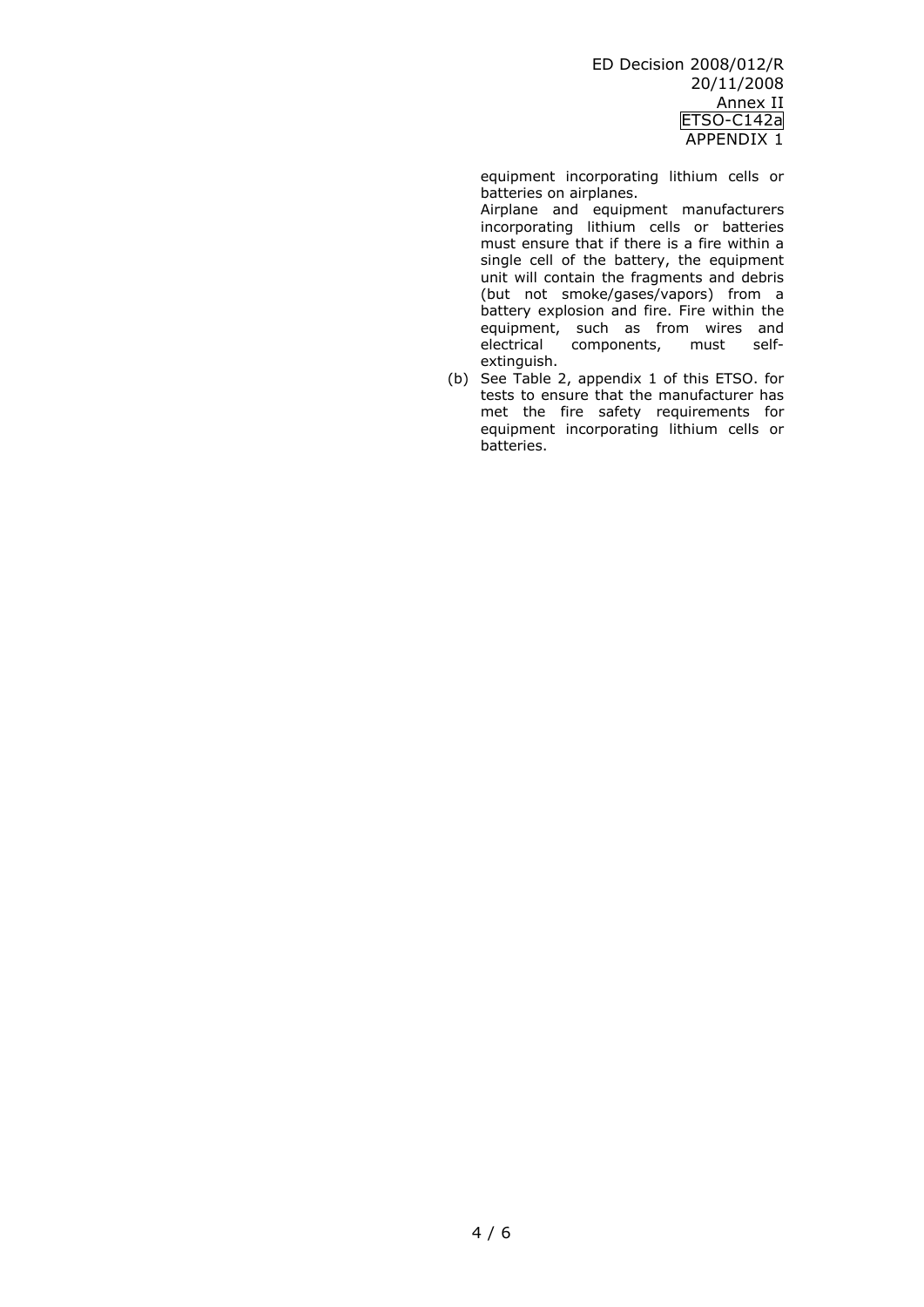equipment incorporating lithium cells or batteries on airplanes.

Airplane and equipment manufacturers incorporating lithium cells or batteries must ensure that if there is a fire within a single cell of the battery, the equipment unit will contain the fragments and debris (but not smoke/gases/vapors) from a battery explosion and fire. Fire within the equipment, such as from wires and electrical components, must self-extinguish.

(b) See Table 2, appendix 1 of this ETSO. for tests to ensure that the manufacturer has met the fire safety requirements for equipment incorporating lithium cells or batteries.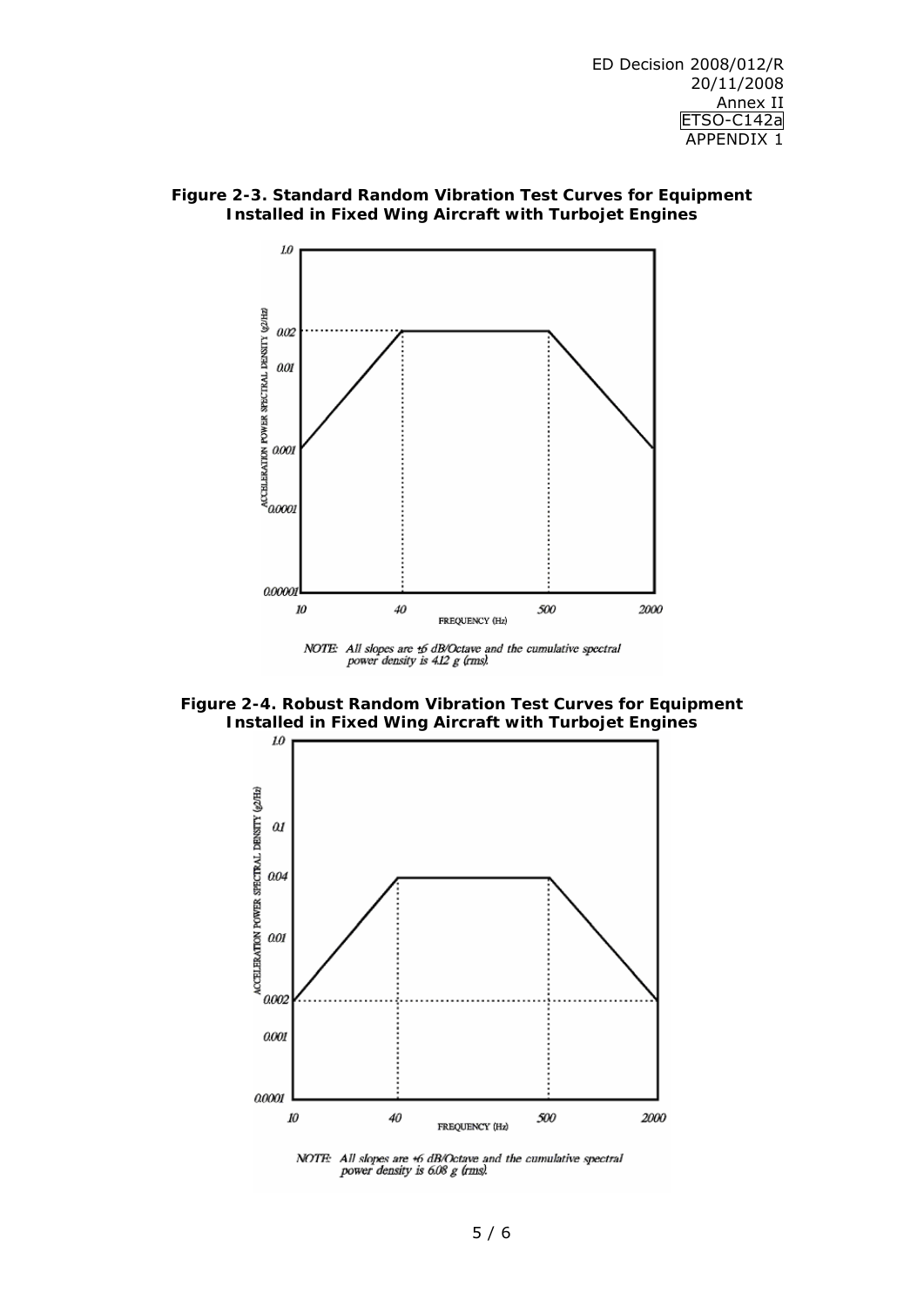**Figure 2-3. Standard Random Vibration Test Curves for Equipment Installed in Fixed Wing Aircraft with Turbojet Engines**

NOTE: All slopes are ±6 dB/Octave and the cumulative spectral power density is 4.12 g (rms).

**Figure 2-4. Robust Random Vibration Test Curves for Equipment Installed in Fixed Wing Aircraft with Turbojet Engines**

NOTE: All slopes are ±6 dB/Octave and the cumulative spectral power density is 6.08 g (rms).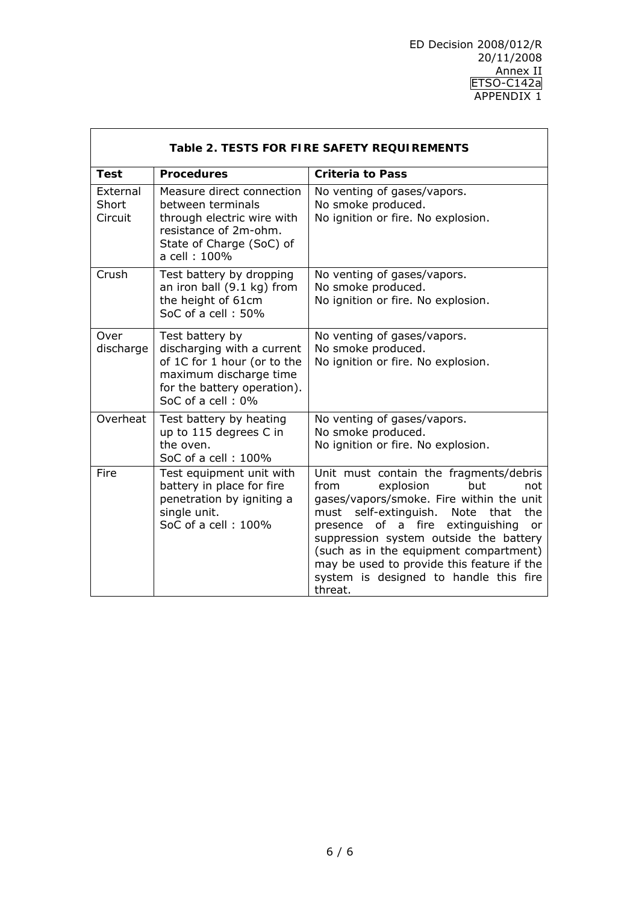| Table 2. TESTS FOR FIRE SAFETY REQUIREMENTS | | |
| --- | --- | --- |
| **Test** | **Procedures** | **Criteria to Pass** |
| External Short Circuit | Measure direct connection between terminals through electric wire with resistance of 2m-ohm. State of Charge (SoC) of a cell : 100% | No venting of gases/vapors. No smoke produced. No ignition or fire. No explosion. |
| Crush | Test battery by dropping an iron ball (9.1 kg) from the height of 61cm SoC of a cell : 50% | No venting of gases/vapors. No smoke produced. No ignition or fire. No explosion. |
| Over discharge | Test battery by discharging with a current of 1C for 1 hour (or to the maximum discharge time for the battery operation). SoC of a cell : 0% | No venting of gases/vapors. No smoke produced. No ignition or fire. No explosion. |
| Overheat | Test battery by heating up to 115 degrees C in the oven. SoC of a cell : 100% | No venting of gases/vapors. No smoke produced. No ignition or fire. No explosion. |
| Fire | Test equipment unit with battery in place for fire penetration by igniting a single unit. SoC of a cell : 100% | Unit must contain the fragments/debris from explosion but not gases/vapors/smoke. Fire within the unit must self-extinguish. Note that the presence of a fire extinguishing or suppression system outside the battery (such as in the equipment compartment) may be used to provide this feature if the system is designed to handle this fire threat. |